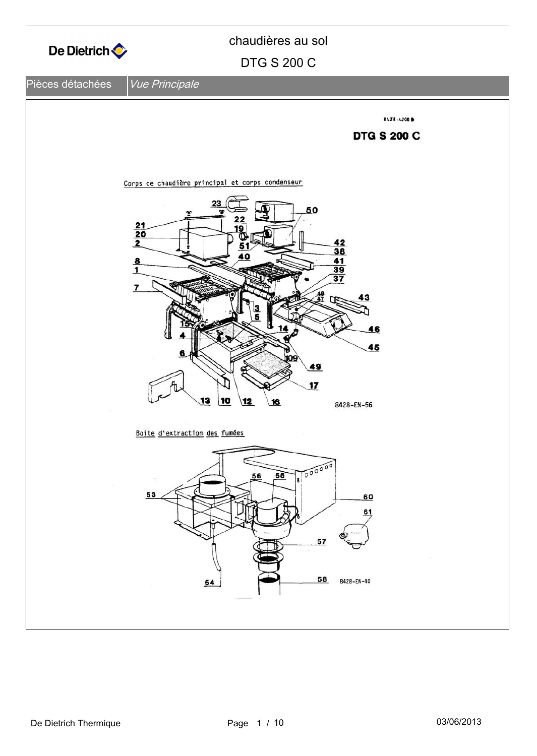chaudières au sol

DTG S 200 C

| Pièces détachées | *Vue Principale* |
| --- | --- |

8428-4200 B

**DTG S 200 C**

Corps de chaudière principal et corps condenseur

23 22 19 21 20 2 8 1 7 51 40 50 42 38 41 39 37 48 47 43 46 45 3 5 14 15 4 6 109 49 17 13 10 12 16

8428-EN-56

Boite d'extraction des fumées

53 56 55 60 61 57 54 58

8428-EN-40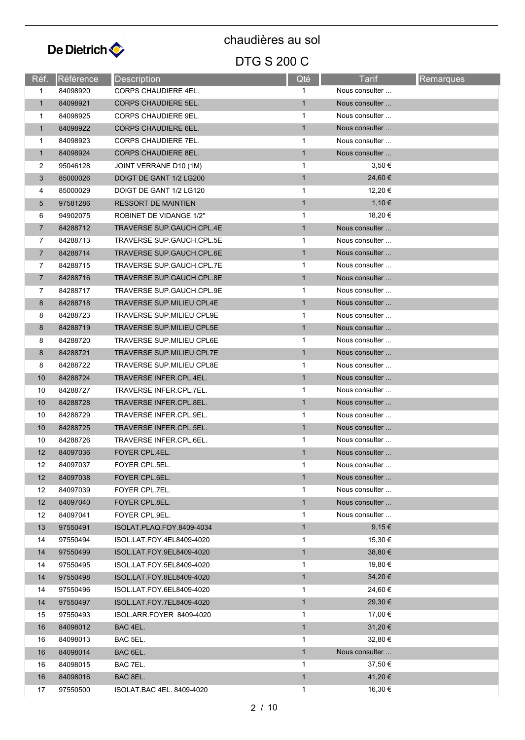# chaudières au sol

## DTG S 200 C

| Réf. | Référence | Description | Qté | Tarif | Remarques |
|---|---|---|---|---|---|
| 1 | 84098920 | CORPS CHAUDIERE 4EL. | 1 | Nous consulter ... | |
| 1 | 84098921 | CORPS CHAUDIERE 5EL. | 1 | Nous consulter ... | |
| 1 | 84098925 | CORPS CHAUDIERE 9EL. | 1 | Nous consulter ... | |
| 1 | 84098922 | CORPS CHAUDIERE 6EL. | 1 | Nous consulter ... | |
| 1 | 84098923 | CORPS CHAUDIERE 7EL. | 1 | Nous consulter ... | |
| 1 | 84098924 | CORPS CHAUDIERE 8EL. | 1 | Nous consulter ... | |
| 2 | 95046128 | JOINT VERRANE D10 (1M) | 1 | 3,50 € | |
| 3 | 85000026 | DOIGT DE GANT 1/2 LG200 | 1 | 24,60 € | |
| 4 | 85000029 | DOIGT DE GANT 1/2 LG120 | 1 | 12,20 € | |
| 5 | 97581286 | RESSORT DE MAINTIEN | 1 | 1,10 € | |
| 6 | 94902075 | ROBINET DE VIDANGE 1/2" | 1 | 18,20 € | |
| 7 | 84288712 | TRAVERSE SUP.GAUCH.CPL.4E | 1 | Nous consulter ... | |
| 7 | 84288713 | TRAVERSE SUP.GAUCH.CPL.5E | 1 | Nous consulter ... | |
| 7 | 84288714 | TRAVERSE SUP.GAUCH.CPL.6E | 1 | Nous consulter ... | |
| 7 | 84288715 | TRAVERSE SUP.GAUCH.CPL.7E | 1 | Nous consulter ... | |
| 7 | 84288716 | TRAVERSE SUP.GAUCH.CPL.8E | 1 | Nous consulter ... | |
| 7 | 84288717 | TRAVERSE SUP.GAUCH.CPL.9E | 1 | Nous consulter ... | |
| 8 | 84288718 | TRAVERSE SUP.MILIEU CPL4E | 1 | Nous consulter ... | |
| 8 | 84288723 | TRAVERSE SUP.MILIEU CPL9E | 1 | Nous consulter ... | |
| 8 | 84288719 | TRAVERSE SUP.MILIEU CPL5E | 1 | Nous consulter ... | |
| 8 | 84288720 | TRAVERSE SUP.MILIEU CPL6E | 1 | Nous consulter ... | |
| 8 | 84288721 | TRAVERSE SUP.MILIEU CPL7E | 1 | Nous consulter ... | |
| 8 | 84288722 | TRAVERSE SUP.MILIEU CPL8E | 1 | Nous consulter ... | |
| 10 | 84288724 | TRAVERSE INFER.CPL.4EL. | 1 | Nous consulter ... | |
| 10 | 84288727 | TRAVERSE INFER.CPL.7EL. | 1 | Nous consulter ... | |
| 10 | 84288728 | TRAVERSE INFER.CPL.8EL. | 1 | Nous consulter ... | |
| 10 | 84288729 | TRAVERSE INFER.CPL.9EL. | 1 | Nous consulter ... | |
| 10 | 84288725 | TRAVERSE INFER.CPL.5EL. | 1 | Nous consulter ... | |
| 10 | 84288726 | TRAVERSE INFER.CPL.6EL. | 1 | Nous consulter ... | |
| 12 | 84097036 | FOYER CPL.4EL. | 1 | Nous consulter ... | |
| 12 | 84097037 | FOYER CPL.5EL. | 1 | Nous consulter ... | |
| 12 | 84097038 | FOYER CPL.6EL. | 1 | Nous consulter ... | |
| 12 | 84097039 | FOYER CPL.7EL. | 1 | Nous consulter ... | |
| 12 | 84097040 | FOYER CPL.8EL. | 1 | Nous consulter ... | |
| 12 | 84097041 | FOYER CPL.9EL. | 1 | Nous consulter ... | |
| 13 | 97550491 | ISOLAT.PLAQ.FOY.8409-4034 | 1 | 9,15 € | |
| 14 | 97550494 | ISOL.LAT.FOY.4EL8409-4020 | 1 | 15,30 € | |
| 14 | 97550499 | ISOL.LAT.FOY.9EL8409-4020 | 1 | 38,80 € | |
| 14 | 97550495 | ISOL.LAT.FOY.5EL8409-4020 | 1 | 19,80 € | |
| 14 | 97550498 | ISOL.LAT.FOY.8EL8409-4020 | 1 | 34,20 € | |
| 14 | 97550496 | ISOL.LAT.FOY.6EL8409-4020 | 1 | 24,60 € | |
| 14 | 97550497 | ISOL.LAT.FOY.7EL8409-4020 | 1 | 29,30 € | |
| 15 | 97550493 | ISOL.ARR.FOYER 8409-4020 | 1 | 17,00 € | |
| 16 | 84098012 | BAC 4EL. | 1 | 31,20 € | |
| 16 | 84098013 | BAC 5EL. | 1 | 32,80 € | |
| 16 | 84098014 | BAC 6EL. | 1 | Nous consulter ... | |
| 16 | 84098015 | BAC 7EL. | 1 | 37,50 € | |
| 16 | 84098016 | BAC 8EL. | 1 | 41,20 € | |
| 17 | 97550500 | ISOLAT.BAC 4EL. 8409-4020 | 1 | 16,30 € | |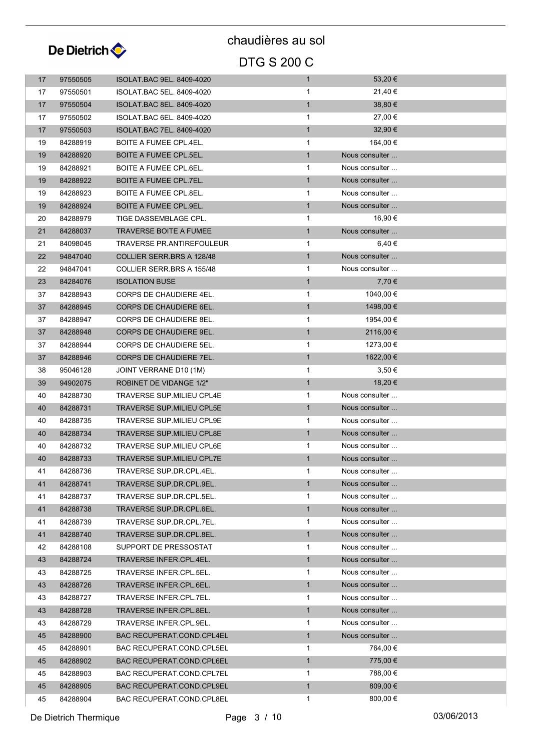# chaudières au sol

## DTG S 200 C

| | | | | |
|---|---|---|---|---|
| 17 | 97550505 | ISOLAT.BAC 9EL. 8409-4020 | 1 | 53,20 € |
| 17 | 97550501 | ISOLAT.BAC 5EL. 8409-4020 | 1 | 21,40 € |
| 17 | 97550504 | ISOLAT.BAC 8EL. 8409-4020 | 1 | 38,80 € |
| 17 | 97550502 | ISOLAT.BAC 6EL. 8409-4020 | 1 | 27,00 € |
| 17 | 97550503 | ISOLAT.BAC 7EL. 8409-4020 | 1 | 32,90 € |
| 19 | 84288919 | BOITE A FUMEE CPL.4EL. | 1 | 164,00 € |
| 19 | 84288920 | BOITE A FUMEE CPL.5EL. | 1 | Nous consulter ... |
| 19 | 84288921 | BOITE A FUMEE CPL.6EL. | 1 | Nous consulter ... |
| 19 | 84288922 | BOITE A FUMEE CPL.7EL. | 1 | Nous consulter ... |
| 19 | 84288923 | BOITE A FUMEE CPL.8EL. | 1 | Nous consulter ... |
| 19 | 84288924 | BOITE A FUMEE CPL.9EL. | 1 | Nous consulter ... |
| 20 | 84288979 | TIGE DASSEMBLAGE CPL. | 1 | 16,90 € |
| 21 | 84288037 | TRAVERSE BOITE A FUMEE | 1 | Nous consulter ... |
| 21 | 84098045 | TRAVERSE PR.ANTIREFOULEUR | 1 | 6,40 € |
| 22 | 94847040 | COLLIER SERR.BRS A 128/48 | 1 | Nous consulter ... |
| 22 | 94847041 | COLLIER SERR.BRS A 155/48 | 1 | Nous consulter ... |
| 23 | 84284076 | ISOLATION BUSE | 1 | 7,70 € |
| 37 | 84288943 | CORPS DE CHAUDIERE 4EL. | 1 | 1040,00 € |
| 37 | 84288945 | CORPS DE CHAUDIERE 6EL. | 1 | 1498,00 € |
| 37 | 84288947 | CORPS DE CHAUDIERE 8EL. | 1 | 1954,00 € |
| 37 | 84288948 | CORPS DE CHAUDIERE 9EL. | 1 | 2116,00 € |
| 37 | 84288944 | CORPS DE CHAUDIERE 5EL. | 1 | 1273,00 € |
| 37 | 84288946 | CORPS DE CHAUDIERE 7EL. | 1 | 1622,00 € |
| 38 | 95046128 | JOINT VERRANE D10 (1M) | 1 | 3,50 € |
| 39 | 94902075 | ROBINET DE VIDANGE 1/2" | 1 | 18,20 € |
| 40 | 84288730 | TRAVERSE SUP.MILIEU CPL4E | 1 | Nous consulter ... |
| 40 | 84288731 | TRAVERSE SUP.MILIEU CPL5E | 1 | Nous consulter ... |
| 40 | 84288735 | TRAVERSE SUP.MILIEU CPL9E | 1 | Nous consulter ... |
| 40 | 84288734 | TRAVERSE SUP.MILIEU CPL8E | 1 | Nous consulter ... |
| 40 | 84288732 | TRAVERSE SUP.MILIEU CPL6E | 1 | Nous consulter ... |
| 40 | 84288733 | TRAVERSE SUP.MILIEU CPL7E | 1 | Nous consulter ... |
| 41 | 84288736 | TRAVERSE SUP.DR.CPL.4EL. | 1 | Nous consulter ... |
| 41 | 84288741 | TRAVERSE SUP.DR.CPL.9EL. | 1 | Nous consulter ... |
| 41 | 84288737 | TRAVERSE SUP.DR.CPL.5EL. | 1 | Nous consulter ... |
| 41 | 84288738 | TRAVERSE SUP.DR.CPL.6EL. | 1 | Nous consulter ... |
| 41 | 84288739 | TRAVERSE SUP.DR.CPL.7EL. | 1 | Nous consulter ... |
| 41 | 84288740 | TRAVERSE SUP.DR.CPL.8EL. | 1 | Nous consulter ... |
| 42 | 84288108 | SUPPORT DE PRESSOSTAT | 1 | Nous consulter ... |
| 43 | 84288724 | TRAVERSE INFER.CPL.4EL. | 1 | Nous consulter ... |
| 43 | 84288725 | TRAVERSE INFER.CPL.5EL. | 1 | Nous consulter ... |
| 43 | 84288726 | TRAVERSE INFER.CPL.6EL. | 1 | Nous consulter ... |
| 43 | 84288727 | TRAVERSE INFER.CPL.7EL. | 1 | Nous consulter ... |
| 43 | 84288728 | TRAVERSE INFER.CPL.8EL. | 1 | Nous consulter ... |
| 43 | 84288729 | TRAVERSE INFER.CPL.9EL. | 1 | Nous consulter ... |
| 45 | 84288900 | BAC RECUPERAT.COND.CPL4EL | 1 | Nous consulter ... |
| 45 | 84288901 | BAC RECUPERAT.COND.CPL5EL | 1 | 764,00 € |
| 45 | 84288902 | BAC RECUPERAT.COND.CPL6EL | 1 | 775,00 € |
| 45 | 84288903 | BAC RECUPERAT.COND.CPL7EL | 1 | 788,00 € |
| 45 | 84288905 | BAC RECUPERAT.COND.CPL9EL | 1 | 809,00 € |
| 45 | 84288904 | BAC RECUPERAT.COND.CPL8EL | 1 | 800,00 € |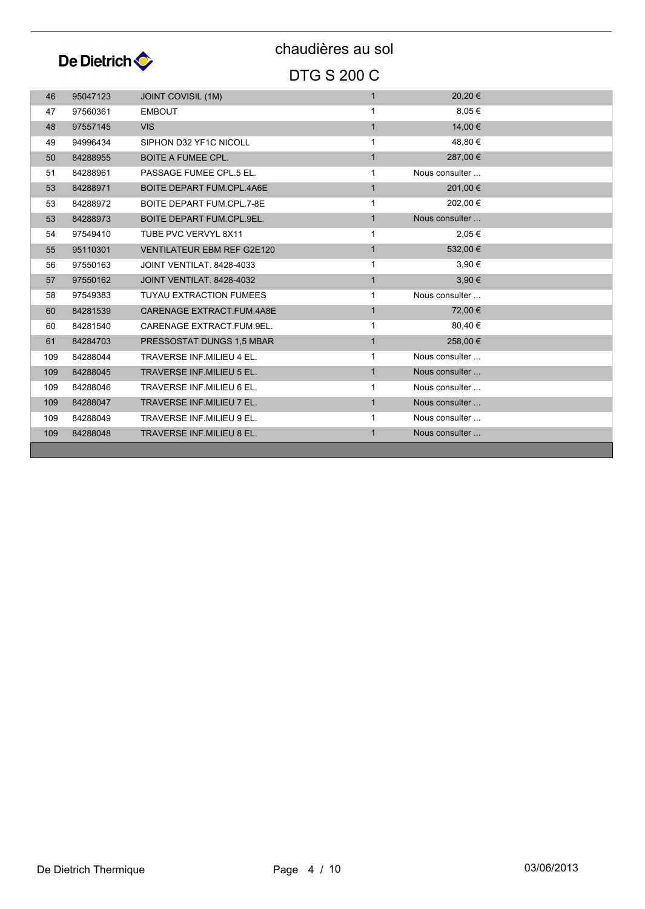# chaudières au sol

## DTG S 200 C

| | | | | |
|---|---|---|---|---|
| 46 | 95047123 | JOINT COVISIL (1M) | 1 | 20,20 € |
| 47 | 97560361 | EMBOUT | 1 | 8,05 € |
| 48 | 97557145 | VIS | 1 | 14,00 € |
| 49 | 94996434 | SIPHON D32 YF1C NICOLL | 1 | 48,80 € |
| 50 | 84288955 | BOITE A FUMEE CPL. | 1 | 287,00 € |
| 51 | 84288961 | PASSAGE FUMEE CPL.5 EL. | 1 | Nous consulter ... |
| 53 | 84288971 | BOITE DEPART FUM.CPL.4A6E | 1 | 201,00 € |
| 53 | 84288972 | BOITE DEPART FUM.CPL.7-8E | 1 | 202,00 € |
| 53 | 84288973 | BOITE DEPART FUM.CPL.9EL. | 1 | Nous consulter ... |
| 54 | 97549410 | TUBE PVC VERVYL 8X11 | 1 | 2,05 € |
| 55 | 95110301 | VENTILATEUR EBM REF G2E120 | 1 | 532,00 € |
| 56 | 97550163 | JOINT VENTILAT. 8428-4033 | 1 | 3,90 € |
| 57 | 97550162 | JOINT VENTILAT. 8428-4032 | 1 | 3,90 € |
| 58 | 97549383 | TUYAU EXTRACTION FUMEES | 1 | Nous consulter ... |
| 60 | 84281539 | CARENAGE EXTRACT.FUM.4A8E | 1 | 72,00 € |
| 60 | 84281540 | CARENAGE EXTRACT.FUM.9EL. | 1 | 80,40 € |
| 61 | 84284703 | PRESSOSTAT DUNGS 1,5 MBAR | 1 | 258,00 € |
| 109 | 84288044 | TRAVERSE INF.MILIEU 4 EL. | 1 | Nous consulter ... |
| 109 | 84288045 | TRAVERSE INF.MILIEU 5 EL. | 1 | Nous consulter ... |
| 109 | 84288046 | TRAVERSE INF.MILIEU 6 EL. | 1 | Nous consulter ... |
| 109 | 84288047 | TRAVERSE INF.MILIEU 7 EL. | 1 | Nous consulter ... |
| 109 | 84288049 | TRAVERSE INF.MILIEU 9 EL. | 1 | Nous consulter ... |
| 109 | 84288048 | TRAVERSE INF.MILIEU 8 EL. | 1 | Nous consulter ... |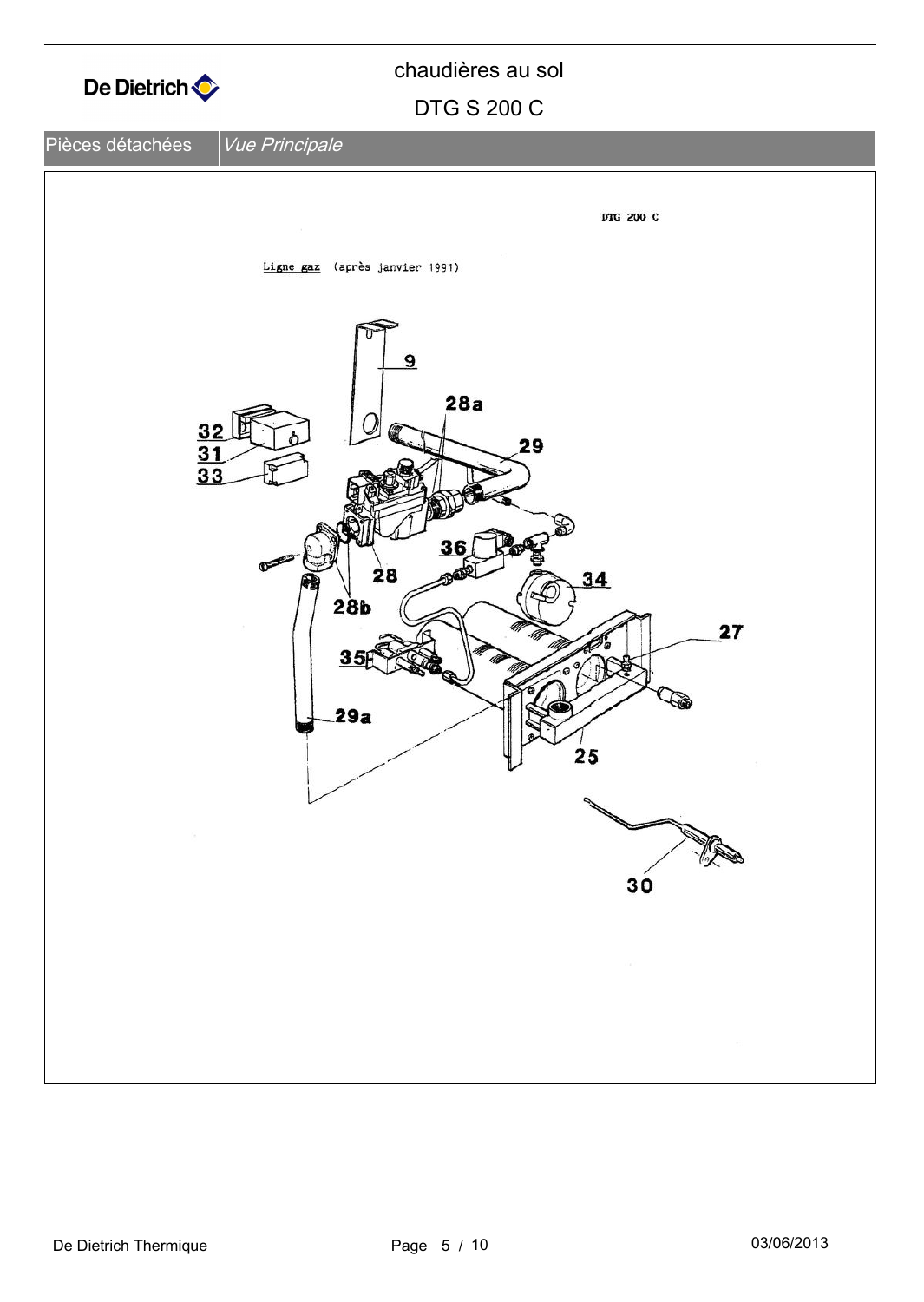chaudières au sol

DTG S 200 C

Pièces détachées | *Vue Principale*

DTG 200 C

Ligne gaz (après janvier 1991)

9

28a

32

31

33

29

36

28

34

28b

27

35

29a

25

30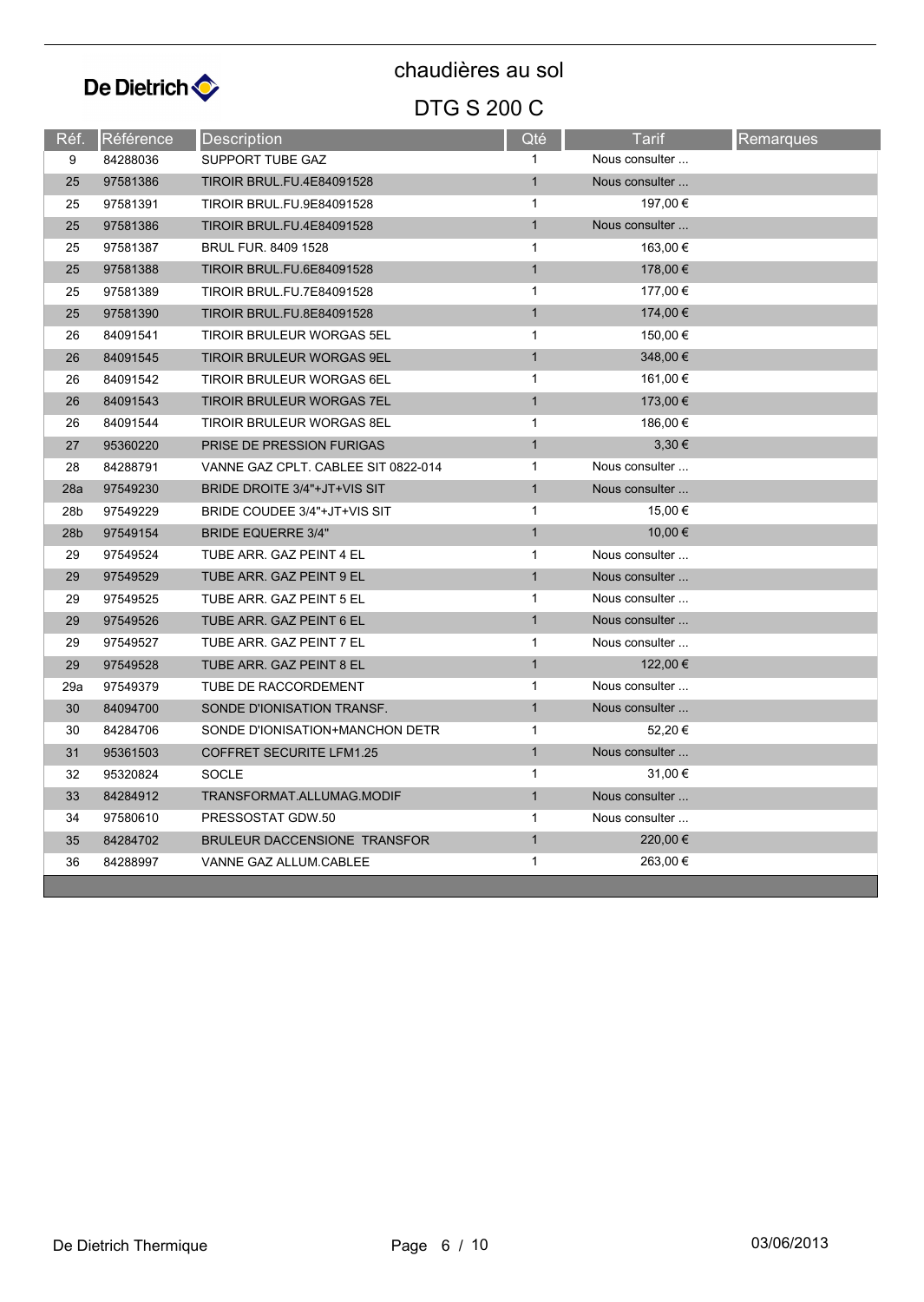# chaudières au sol

## DTG S 200 C

| Réf. | Référence | Description | Qté | Tarif | Remarques |
|---|---|---|---|---|---|
| 9 | 84288036 | SUPPORT TUBE GAZ | 1 | Nous consulter ... | |
| 25 | 97581386 | TIROIR BRUL.FU.4E84091528 | 1 | Nous consulter ... | |
| 25 | 97581391 | TIROIR BRUL.FU.9E84091528 | 1 | 197,00 € | |
| 25 | 97581386 | TIROIR BRUL.FU.4E84091528 | 1 | Nous consulter ... | |
| 25 | 97581387 | BRUL FUR. 8409 1528 | 1 | 163,00 € | |
| 25 | 97581388 | TIROIR BRUL.FU.6E84091528 | 1 | 178,00 € | |
| 25 | 97581389 | TIROIR BRUL.FU.7E84091528 | 1 | 177,00 € | |
| 25 | 97581390 | TIROIR BRUL.FU.8E84091528 | 1 | 174,00 € | |
| 26 | 84091541 | TIROIR BRULEUR WORGAS 5EL | 1 | 150,00 € | |
| 26 | 84091545 | TIROIR BRULEUR WORGAS 9EL | 1 | 348,00 € | |
| 26 | 84091542 | TIROIR BRULEUR WORGAS 6EL | 1 | 161,00 € | |
| 26 | 84091543 | TIROIR BRULEUR WORGAS 7EL | 1 | 173,00 € | |
| 26 | 84091544 | TIROIR BRULEUR WORGAS 8EL | 1 | 186,00 € | |
| 27 | 95360220 | PRISE DE PRESSION FURIGAS | 1 | 3,30 € | |
| 28 | 84288791 | VANNE GAZ CPLT. CABLEE SIT 0822-014 | 1 | Nous consulter ... | |
| 28a | 97549230 | BRIDE DROITE 3/4"+JT+VIS SIT | 1 | Nous consulter ... | |
| 28b | 97549229 | BRIDE COUDEE 3/4"+JT+VIS SIT | 1 | 15,00 € | |
| 28b | 97549154 | BRIDE EQUERRE 3/4" | 1 | 10,00 € | |
| 29 | 97549524 | TUBE ARR. GAZ PEINT 4 EL | 1 | Nous consulter ... | |
| 29 | 97549529 | TUBE ARR. GAZ PEINT 9 EL | 1 | Nous consulter ... | |
| 29 | 97549525 | TUBE ARR. GAZ PEINT 5 EL | 1 | Nous consulter ... | |
| 29 | 97549526 | TUBE ARR. GAZ PEINT 6 EL | 1 | Nous consulter ... | |
| 29 | 97549527 | TUBE ARR. GAZ PEINT 7 EL | 1 | Nous consulter ... | |
| 29 | 97549528 | TUBE ARR. GAZ PEINT 8 EL | 1 | 122,00 € | |
| 29a | 97549379 | TUBE DE RACCORDEMENT | 1 | Nous consulter ... | |
| 30 | 84094700 | SONDE D'IONISATION TRANSF. | 1 | Nous consulter ... | |
| 30 | 84284706 | SONDE D'IONISATION+MANCHON DETR | 1 | 52,20 € | |
| 31 | 95361503 | COFFRET SECURITE LFM1.25 | 1 | Nous consulter ... | |
| 32 | 95320824 | SOCLE | 1 | 31,00 € | |
| 33 | 84284912 | TRANSFORMAT.ALLUMAG.MODIF | 1 | Nous consulter ... | |
| 34 | 97580610 | PRESSOSTAT GDW.50 | 1 | Nous consulter ... | |
| 35 | 84284702 | BRULEUR DACCENSIONE TRANSFOR | 1 | 220,00 € | |
| 36 | 84288997 | VANNE GAZ ALLUM.CABLEE | 1 | 263,00 € | |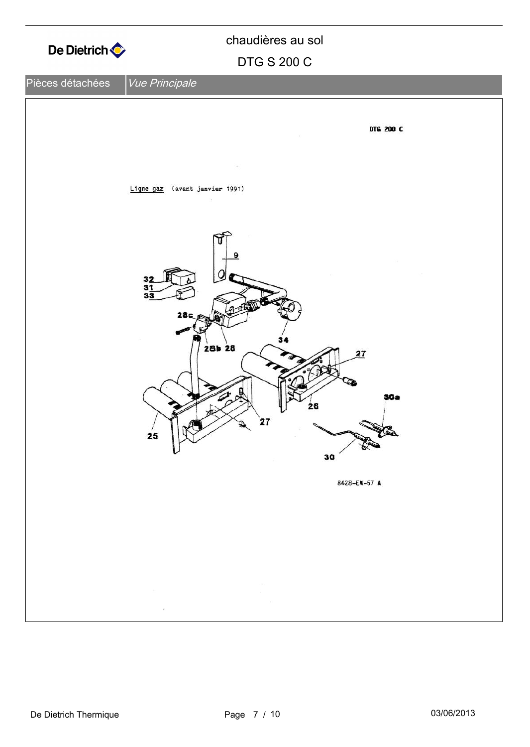Pièces détachées | *Vue Principale*

DTG 200 C

Ligne gaz (avant janvier 1991)

9
32
31
33
28c
28b 28
34
27
25
27
26
30a
30

8428-EN-57 A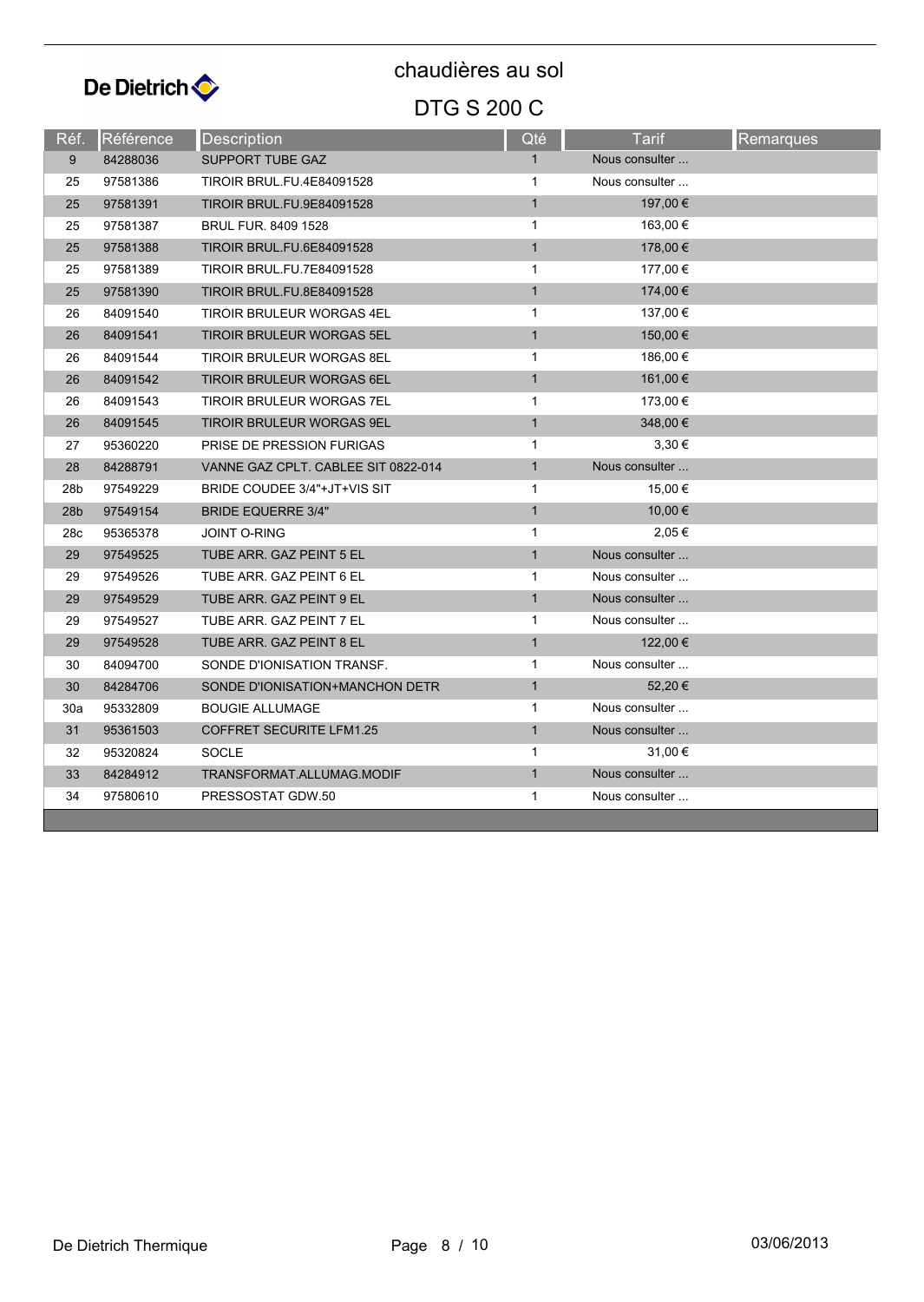# chaudières au sol

## DTG S 200 C

| Réf. | Référence | Description | Qté | Tarif | Remarques |
|---|---|---|---|---|---|
| 9 | 84288036 | SUPPORT TUBE GAZ | 1 | Nous consulter ... | |
| 25 | 97581386 | TIROIR BRUL.FU.4E84091528 | 1 | Nous consulter ... | |
| 25 | 97581391 | TIROIR BRUL.FU.9E84091528 | 1 | 197,00 € | |
| 25 | 97581387 | BRUL FUR. 8409 1528 | 1 | 163,00 € | |
| 25 | 97581388 | TIROIR BRUL.FU.6E84091528 | 1 | 178,00 € | |
| 25 | 97581389 | TIROIR BRUL.FU.7E84091528 | 1 | 177,00 € | |
| 25 | 97581390 | TIROIR BRUL.FU.8E84091528 | 1 | 174,00 € | |
| 26 | 84091540 | TIROIR BRULEUR WORGAS 4EL | 1 | 137,00 € | |
| 26 | 84091541 | TIROIR BRULEUR WORGAS 5EL | 1 | 150,00 € | |
| 26 | 84091544 | TIROIR BRULEUR WORGAS 8EL | 1 | 186,00 € | |
| 26 | 84091542 | TIROIR BRULEUR WORGAS 6EL | 1 | 161,00 € | |
| 26 | 84091543 | TIROIR BRULEUR WORGAS 7EL | 1 | 173,00 € | |
| 26 | 84091545 | TIROIR BRULEUR WORGAS 9EL | 1 | 348,00 € | |
| 27 | 95360220 | PRISE DE PRESSION FURIGAS | 1 | 3,30 € | |
| 28 | 84288791 | VANNE GAZ CPLT. CABLEE SIT 0822-014 | 1 | Nous consulter ... | |
| 28b | 97549229 | BRIDE COUDEE 3/4"+JT+VIS SIT | 1 | 15,00 € | |
| 28b | 97549154 | BRIDE EQUERRE 3/4" | 1 | 10,00 € | |
| 28c | 95365378 | JOINT O-RING | 1 | 2,05 € | |
| 29 | 97549525 | TUBE ARR. GAZ PEINT 5 EL | 1 | Nous consulter ... | |
| 29 | 97549526 | TUBE ARR. GAZ PEINT 6 EL | 1 | Nous consulter ... | |
| 29 | 97549529 | TUBE ARR. GAZ PEINT 9 EL | 1 | Nous consulter ... | |
| 29 | 97549527 | TUBE ARR. GAZ PEINT 7 EL | 1 | Nous consulter ... | |
| 29 | 97549528 | TUBE ARR. GAZ PEINT 8 EL | 1 | 122,00 € | |
| 30 | 84094700 | SONDE D'IONISATION TRANSF. | 1 | Nous consulter ... | |
| 30 | 84284706 | SONDE D'IONISATION+MANCHON DETR | 1 | 52,20 € | |
| 30a | 95332809 | BOUGIE ALLUMAGE | 1 | Nous consulter ... | |
| 31 | 95361503 | COFFRET SECURITE LFM1.25 | 1 | Nous consulter ... | |
| 32 | 95320824 | SOCLE | 1 | 31,00 € | |
| 33 | 84284912 | TRANSFORMAT.ALLUMAG.MODIF | 1 | Nous consulter ... | |
| 34 | 97580610 | PRESSOSTAT GDW.50 | 1 | Nous consulter ... | |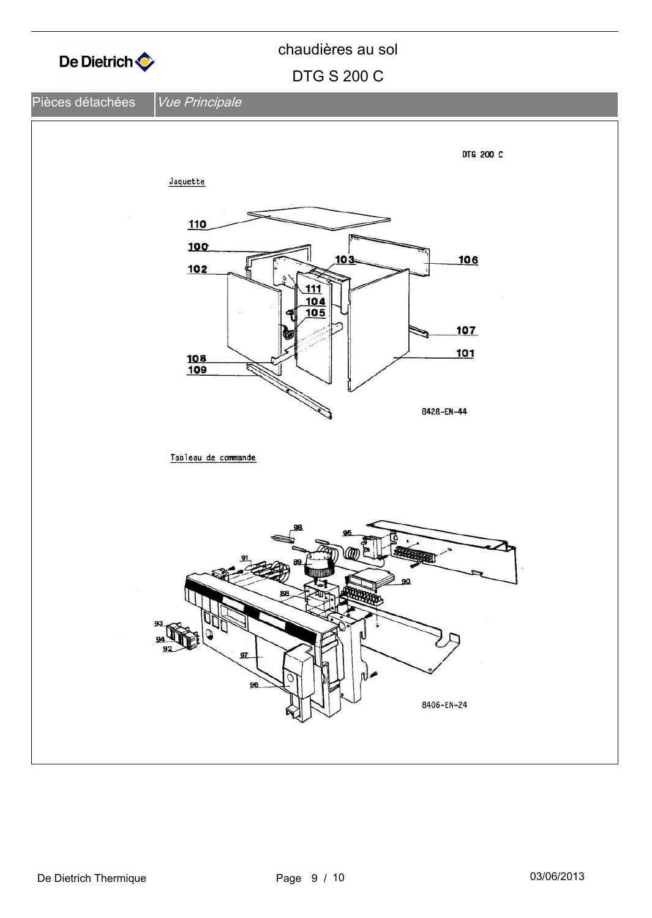Pièces détachées | *Vue Principale*

DTG 200 C

Jaquette

110
100
102
103
106
111
104
105
107
101
108
109

8428-EN-44

Tableau de commande

98
95
91
89
90
88
93
94
92
97
96

8406-EN-24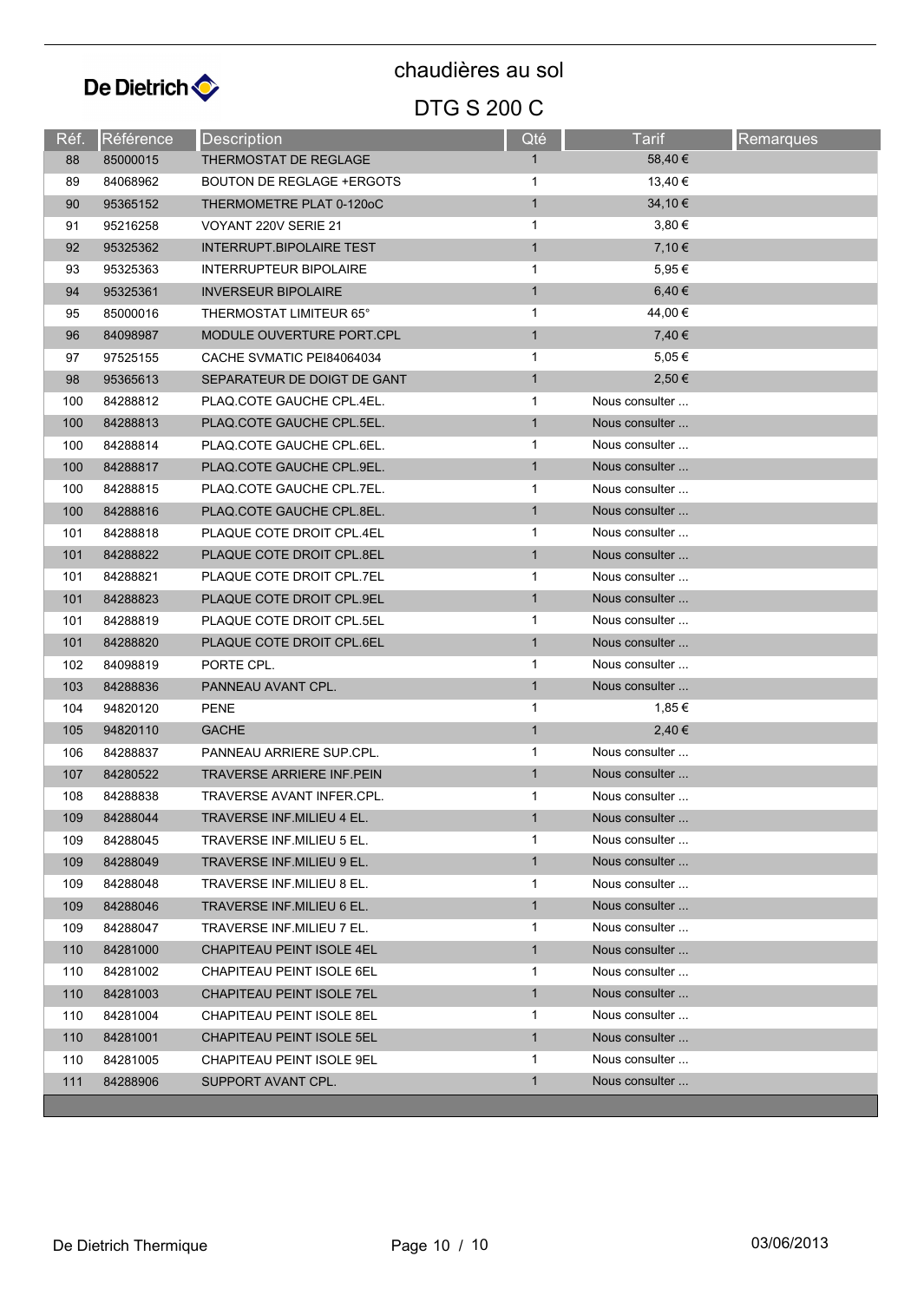# chaudières au sol

## DTG S 200 C

| Réf. | Référence | Description | Qté | Tarif | Remarques |
|---|---|---|---|---|---|
| 88 | 85000015 | THERMOSTAT DE REGLAGE | 1 | 58,40 € | |
| 89 | 84068962 | BOUTON DE REGLAGE +ERGOTS | 1 | 13,40 € | |
| 90 | 95365152 | THERMOMETRE PLAT 0-120oC | 1 | 34,10 € | |
| 91 | 95216258 | VOYANT 220V SERIE 21 | 1 | 3,80 € | |
| 92 | 95325362 | INTERRUPT.BIPOLAIRE TEST | 1 | 7,10 € | |
| 93 | 95325363 | INTERRUPTEUR BIPOLAIRE | 1 | 5,95 € | |
| 94 | 95325361 | INVERSEUR BIPOLAIRE | 1 | 6,40 € | |
| 95 | 85000016 | THERMOSTAT LIMITEUR 65° | 1 | 44,00 € | |
| 96 | 84098987 | MODULE OUVERTURE PORT.CPL | 1 | 7,40 € | |
| 97 | 97525155 | CACHE SVMATIC PEI84064034 | 1 | 5,05 € | |
| 98 | 95365613 | SEPARATEUR DE DOIGT DE GANT | 1 | 2,50 € | |
| 100 | 84288812 | PLAQ.COTE GAUCHE CPL.4EL. | 1 | Nous consulter ... | |
| 100 | 84288813 | PLAQ.COTE GAUCHE CPL.5EL. | 1 | Nous consulter ... | |
| 100 | 84288814 | PLAQ.COTE GAUCHE CPL.6EL. | 1 | Nous consulter ... | |
| 100 | 84288817 | PLAQ.COTE GAUCHE CPL.9EL. | 1 | Nous consulter ... | |
| 100 | 84288815 | PLAQ.COTE GAUCHE CPL.7EL. | 1 | Nous consulter ... | |
| 100 | 84288816 | PLAQ.COTE GAUCHE CPL.8EL. | 1 | Nous consulter ... | |
| 101 | 84288818 | PLAQUE COTE DROIT CPL.4EL | 1 | Nous consulter ... | |
| 101 | 84288822 | PLAQUE COTE DROIT CPL.8EL | 1 | Nous consulter ... | |
| 101 | 84288821 | PLAQUE COTE DROIT CPL.7EL | 1 | Nous consulter ... | |
| 101 | 84288823 | PLAQUE COTE DROIT CPL.9EL | 1 | Nous consulter ... | |
| 101 | 84288819 | PLAQUE COTE DROIT CPL.5EL | 1 | Nous consulter ... | |
| 101 | 84288820 | PLAQUE COTE DROIT CPL.6EL | 1 | Nous consulter ... | |
| 102 | 84098819 | PORTE CPL. | 1 | Nous consulter ... | |
| 103 | 84288836 | PANNEAU AVANT CPL. | 1 | Nous consulter ... | |
| 104 | 94820120 | PENE | 1 | 1,85 € | |
| 105 | 94820110 | GACHE | 1 | 2,40 € | |
| 106 | 84288837 | PANNEAU ARRIERE SUP.CPL. | 1 | Nous consulter ... | |
| 107 | 84280522 | TRAVERSE ARRIERE INF.PEIN | 1 | Nous consulter ... | |
| 108 | 84288838 | TRAVERSE AVANT INFER.CPL. | 1 | Nous consulter ... | |
| 109 | 84288044 | TRAVERSE INF.MILIEU 4 EL. | 1 | Nous consulter ... | |
| 109 | 84288045 | TRAVERSE INF.MILIEU 5 EL. | 1 | Nous consulter ... | |
| 109 | 84288049 | TRAVERSE INF.MILIEU 9 EL. | 1 | Nous consulter ... | |
| 109 | 84288048 | TRAVERSE INF.MILIEU 8 EL. | 1 | Nous consulter ... | |
| 109 | 84288046 | TRAVERSE INF.MILIEU 6 EL. | 1 | Nous consulter ... | |
| 109 | 84288047 | TRAVERSE INF.MILIEU 7 EL. | 1 | Nous consulter ... | |
| 110 | 84281000 | CHAPITEAU PEINT ISOLE 4EL | 1 | Nous consulter ... | |
| 110 | 84281002 | CHAPITEAU PEINT ISOLE 6EL | 1 | Nous consulter ... | |
| 110 | 84281003 | CHAPITEAU PEINT ISOLE 7EL | 1 | Nous consulter ... | |
| 110 | 84281004 | CHAPITEAU PEINT ISOLE 8EL | 1 | Nous consulter ... | |
| 110 | 84281001 | CHAPITEAU PEINT ISOLE 5EL | 1 | Nous consulter ... | |
| 110 | 84281005 | CHAPITEAU PEINT ISOLE 9EL | 1 | Nous consulter ... | |
| 111 | 84288906 | SUPPORT AVANT CPL. | 1 | Nous consulter ... | |